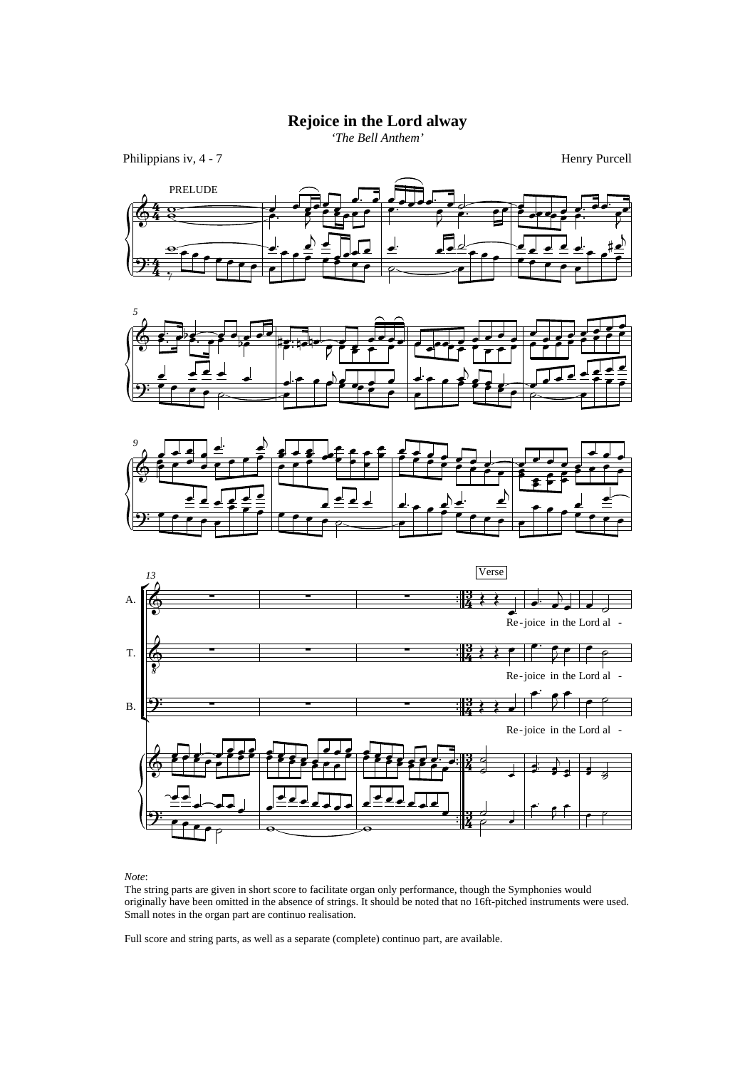# Rejoice in the Lord alway

*'The Bell Anthem'*

Philippians iv, 4 - 7

Henry Purcell

*Note*:

The string parts are given in short score to facilitate organ only performance, though the Symphonies would originally have been omitted in the absence of strings. It should be noted that no 16ft-pitched instruments were used. Small notes in the organ part are continuo realisation.

Full score and string parts, as well as a separate (complete) continuo part, are available.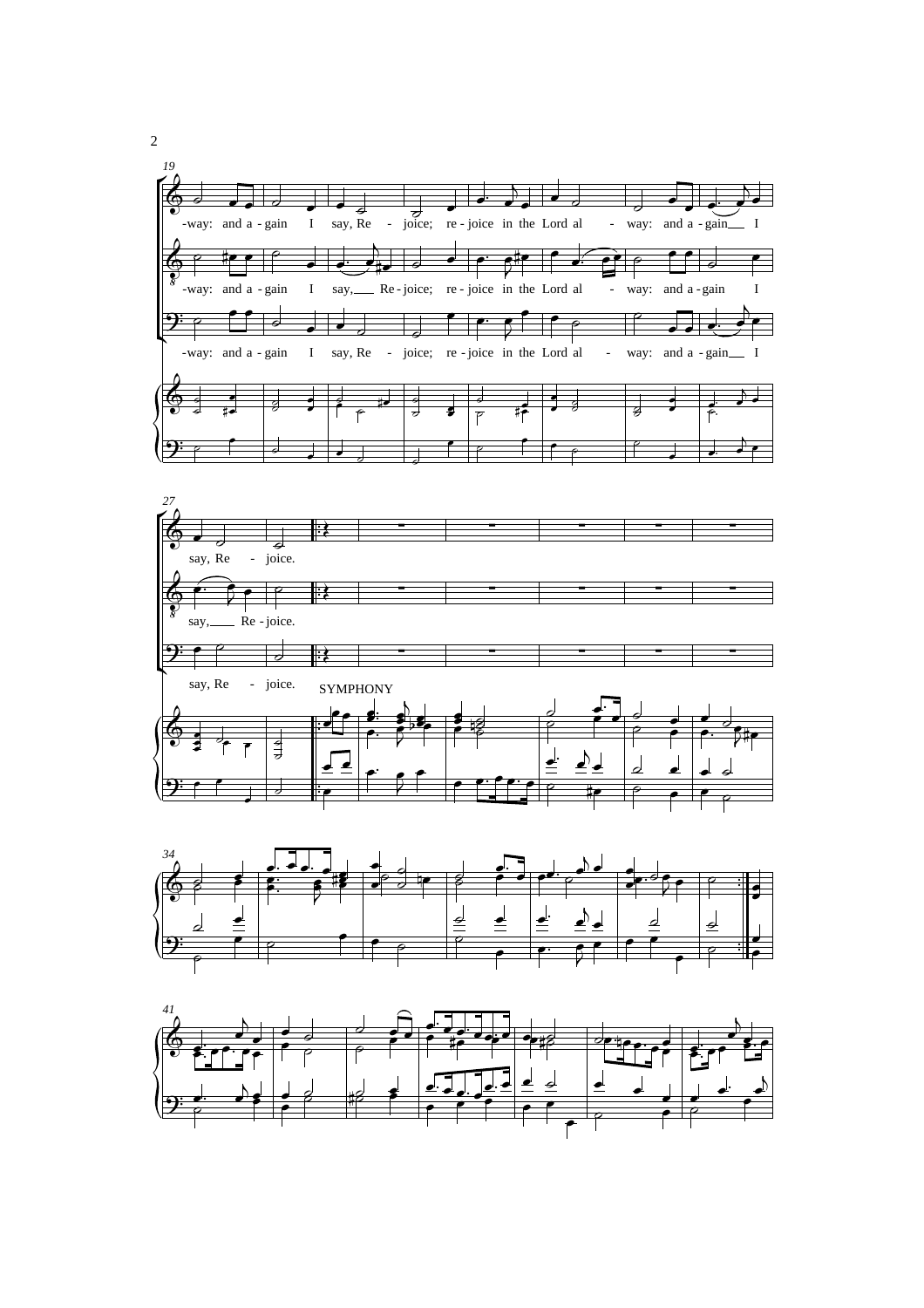19

-way: and a - gain I say, Re - joice; re - joice in the Lord al - way: and a - gain I

-way: and a - gain I say, Re - joice; re - joice in the Lord al - way: and a - gain I

-way: and a - gain I say, Re - joice; re - joice in the Lord al - way: and a - gain I

27

say, Re - joice.

say, Re - joice.

say, Re - joice.

SYMPHONY

34

41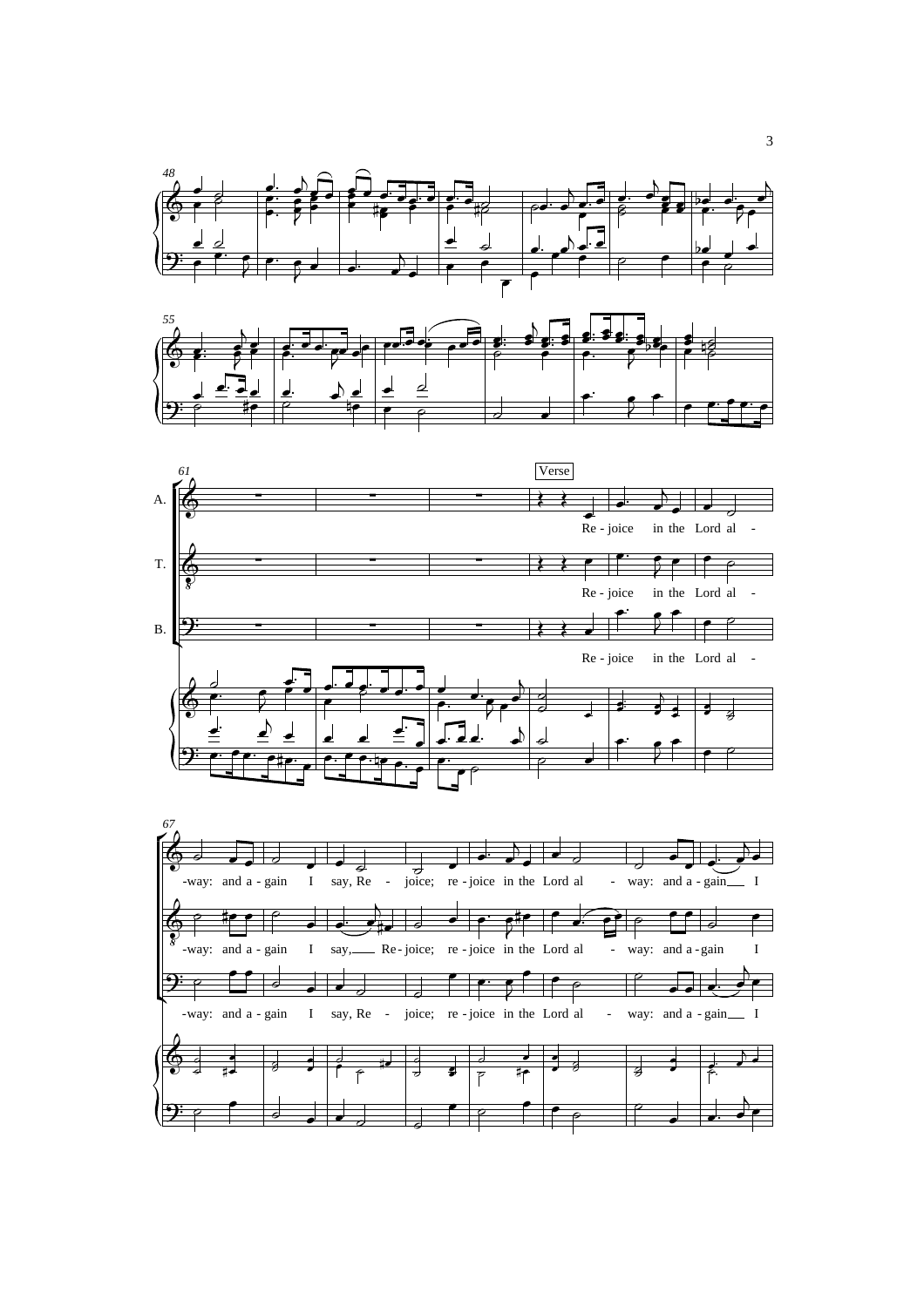Verse

A. Re - joice in the Lord al - -way: and a - gain I say, Re - joice; re - joice in the Lord al - way: and a - gain I

T. Re - joice in the Lord al - -way: and a - gain I say, Re - joice; re - joice in the Lord al - way: and a - gain I

B. Re - joice in the Lord al - -way: and a - gain I say, Re - joice; re - joice in the Lord al - way: and a - gain I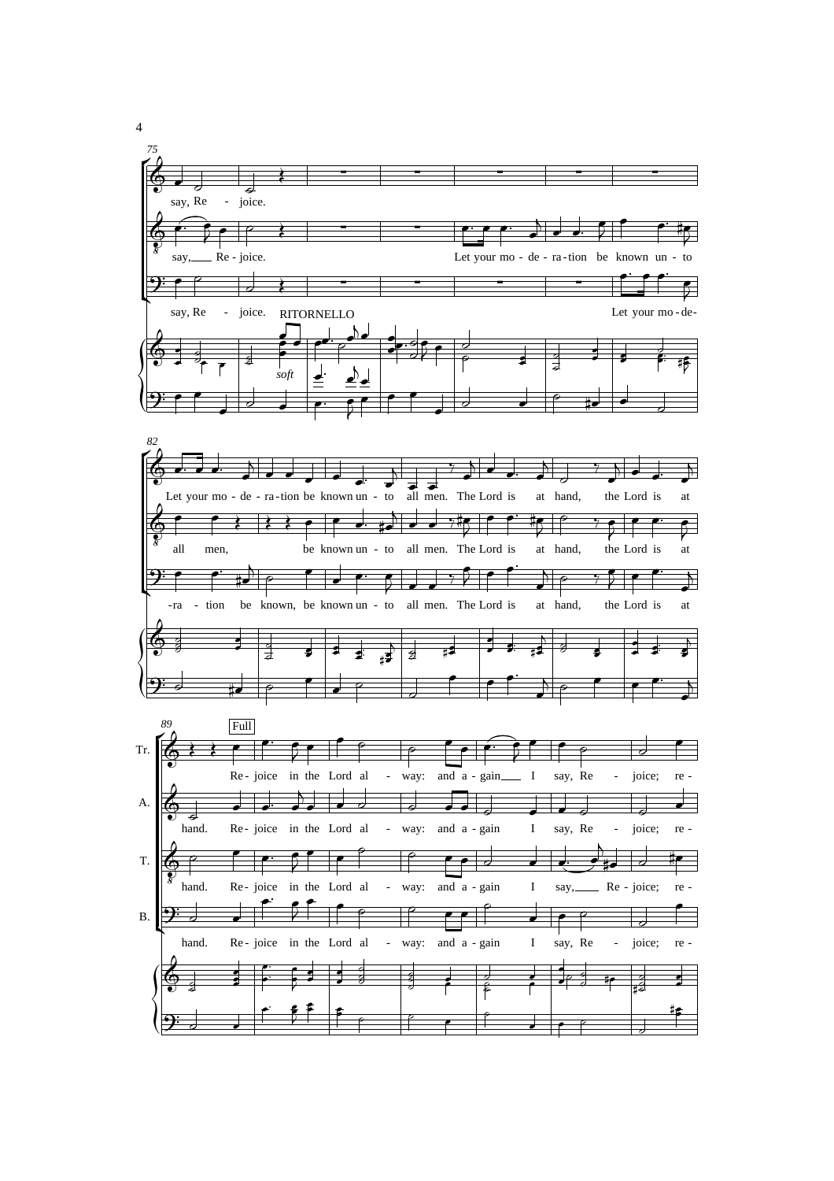75

say, Re - joice.

say, Re - joice. Let your mo - de - ra - tion be known un - to

say, Re - joice. Let your mo - de-

RITORNELLO

*soft*

82

Let your mo - de - ra - tion be known un - to all men. The Lord is at hand, the Lord is at

all men, be known un - to all men. The Lord is at hand, the Lord is at

-ra - tion be known, be known un - to all men. The Lord is at hand, the Lord is at

89

Full

Tr. Re - joice in the Lord al - way: and a - gain I say, Re - joice; re -

A. hand. Re - joice in the Lord al - way: and a - gain I say, Re - joice; re -

T. hand. Re - joice in the Lord al - way: and a - gain I say, Re - joice; re -

B. hand. Re - joice in the Lord al - way: and a - gain I say, Re - joice; re -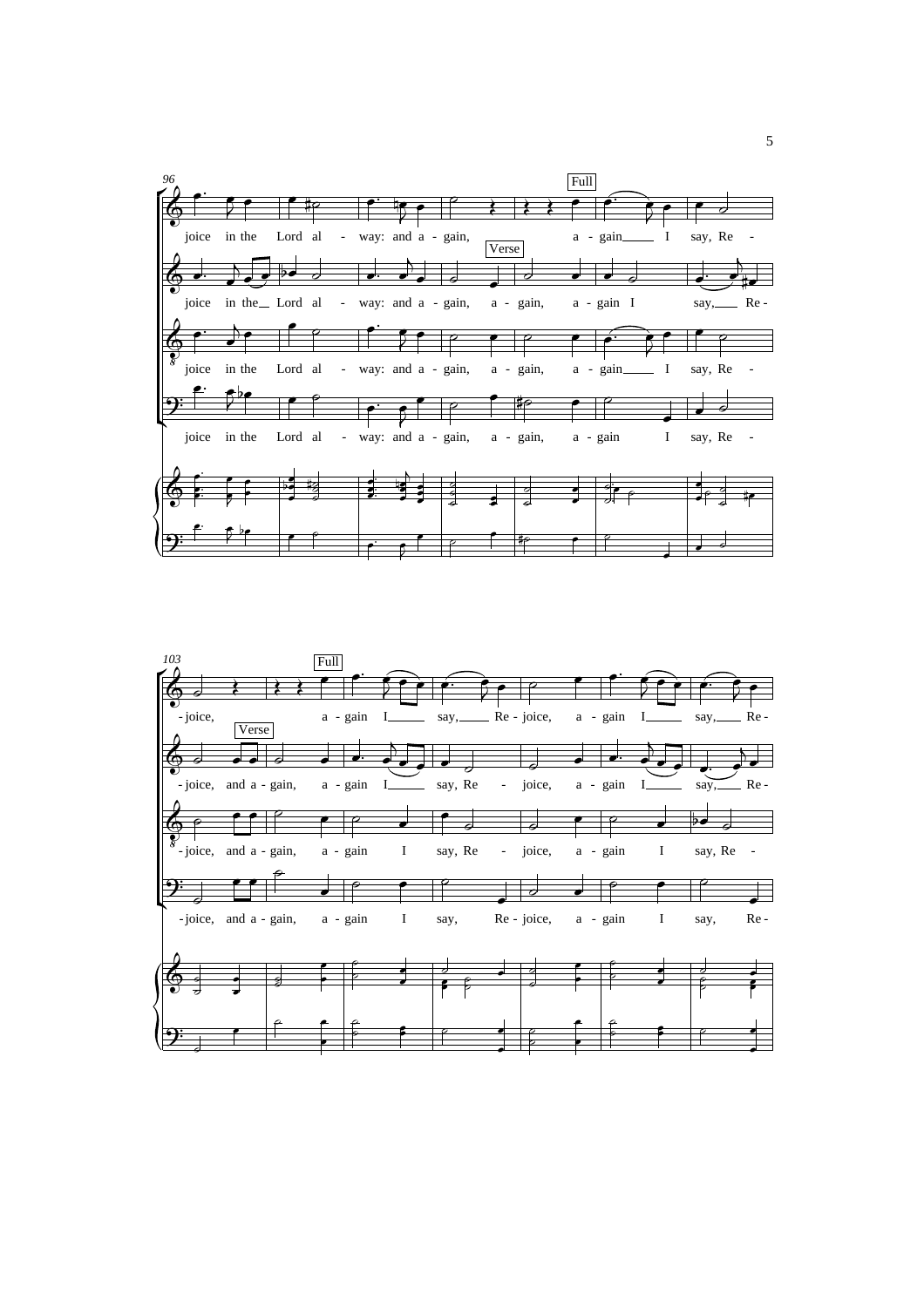96

Full

joice in the Lord al - way: and a - gain, a - gain I say, Re -

Verse

joice in the Lord al - way: and a - gain, a - gain, a - gain I say, Re -

joice in the Lord al - way: and a - gain, a - gain, a - gain I say, Re -

joice in the Lord al - way: and a - gain, a - gain, a - gain I say, Re -

103

Full

- joice, a - gain I say, Re - joice, a - gain I say, Re -

Verse

- joice, and a - gain, a - gain I say, Re - joice, a - gain I say, Re -

- joice, and a - gain, a - gain I say, Re - joice, a - gain I say, Re -

- joice, and a - gain, a - gain I say, Re - joice, a - gain I say, Re -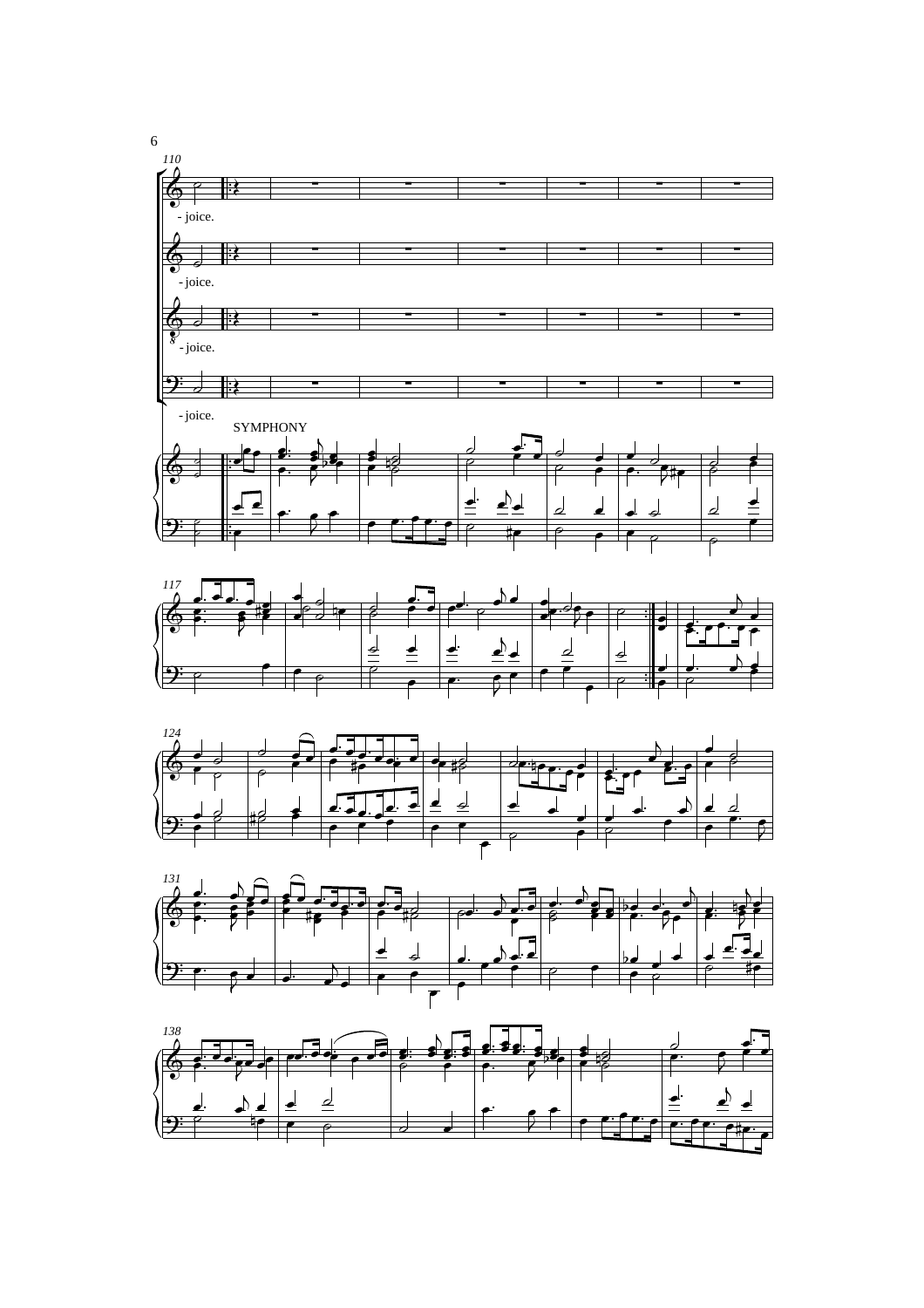110

- joice.

- joice.

- joice.

- joice.

SYMPHONY

117

124

131

138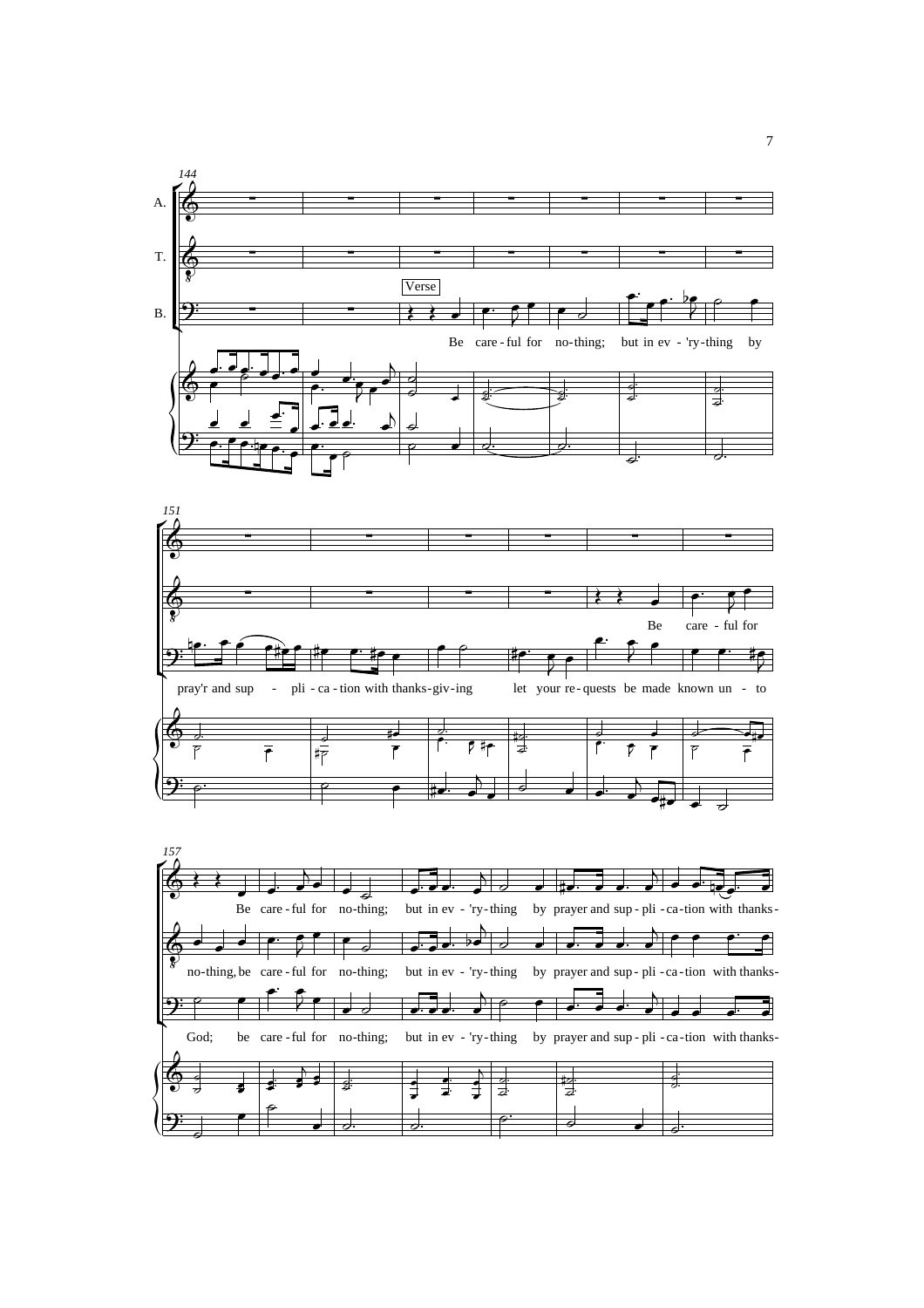144

A.

T.

Verse

B.

Be care - ful for no - thing; but in ev - 'ry - thing by

151

Be care - ful for

pray'r and sup - pli - ca - tion with thanks - giv - ing let your re - quests be made known un - to

157

Be care - ful for no - thing; but in ev - 'ry - thing by prayer and sup - pli - ca - tion with thanks -

no - thing, be care - ful for no - thing; but in ev - 'ry - thing by prayer and sup - pli - ca - tion with thanks -

God; be care - ful for no - thing; but in ev - 'ry - thing by prayer and sup - pli - ca - tion with thanks -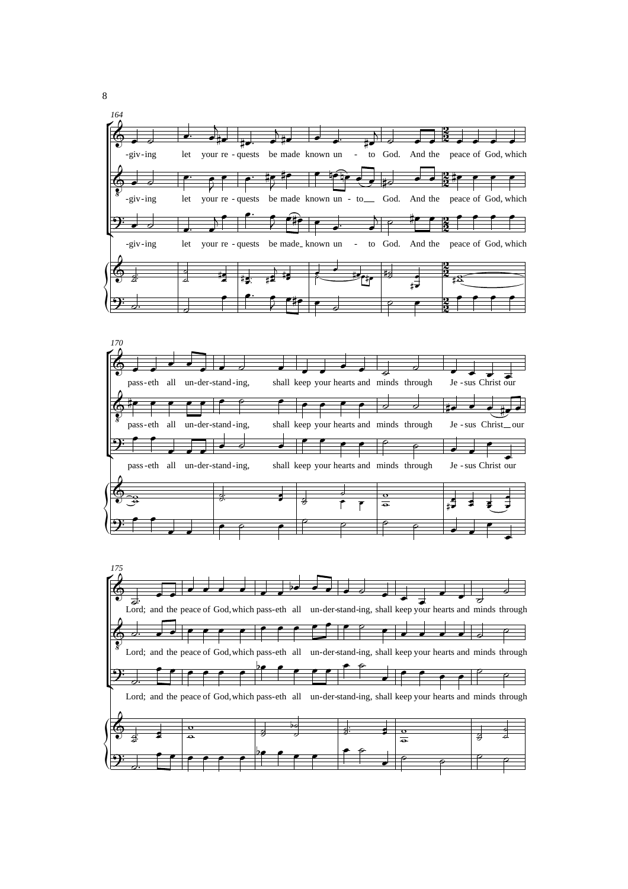164

-giv-ing let your re-quests be made known un - to God. And the peace of God, which

-giv-ing let your re-quests be made known un - to God. And the peace of God, which

-giv-ing let your re-quests be made known un - to God. And the peace of God, which

170

pass-eth all un-der-stand-ing, shall keep your hearts and minds through Je-sus Christ our

pass-eth all un-der-stand-ing, shall keep your hearts and minds through Je-sus Christ our

pass-eth all un-der-stand-ing, shall keep your hearts and minds through Je-sus Christ our

175

Lord; and the peace of God, which pass-eth all un-der-stand-ing, shall keep your hearts and minds through

Lord; and the peace of God, which pass-eth all un-der-stand-ing, shall keep your hearts and minds through

Lord; and the peace of God, which pass-eth all un-der-stand-ing, shall keep your hearts and minds through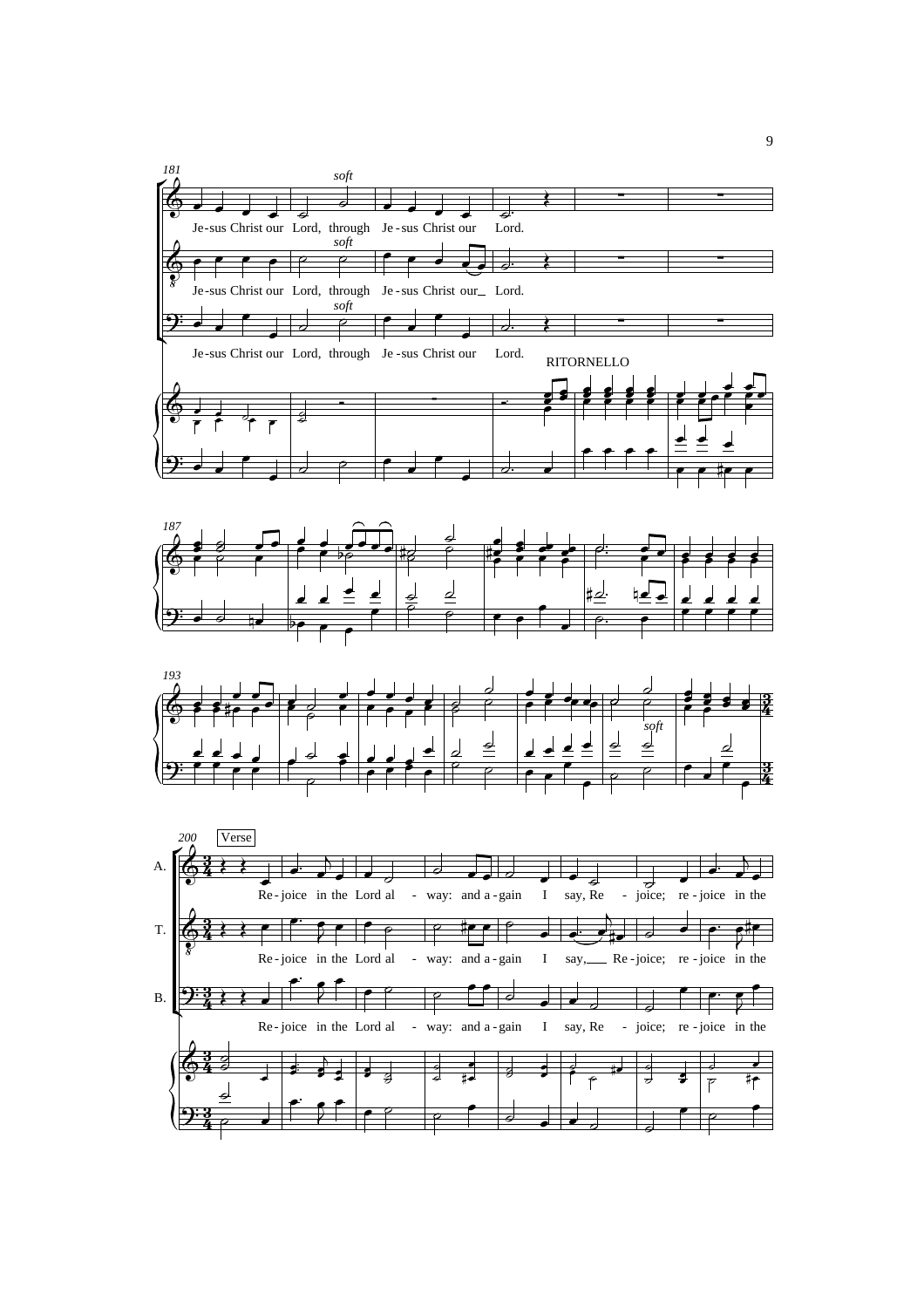181

*soft*

Je-sus Christ our Lord, through Je-sus Christ our Lord.

*soft*

Je-sus Christ our Lord, through Je-sus Christ our_ Lord.

*soft*

Je-sus Christ our Lord, through Je-sus Christ our Lord.

RITORNELLO

187

193

*soft*

200 Verse

A. Re-joice in the Lord al - way: and a-gain I say, Re - joice; re-joice in the

T. Re-joice in the Lord al - way: and a-gain I say,___ Re-joice; re-joice in the

B. Re-joice in the Lord al - way: and a-gain I say, Re - joice; re-joice in the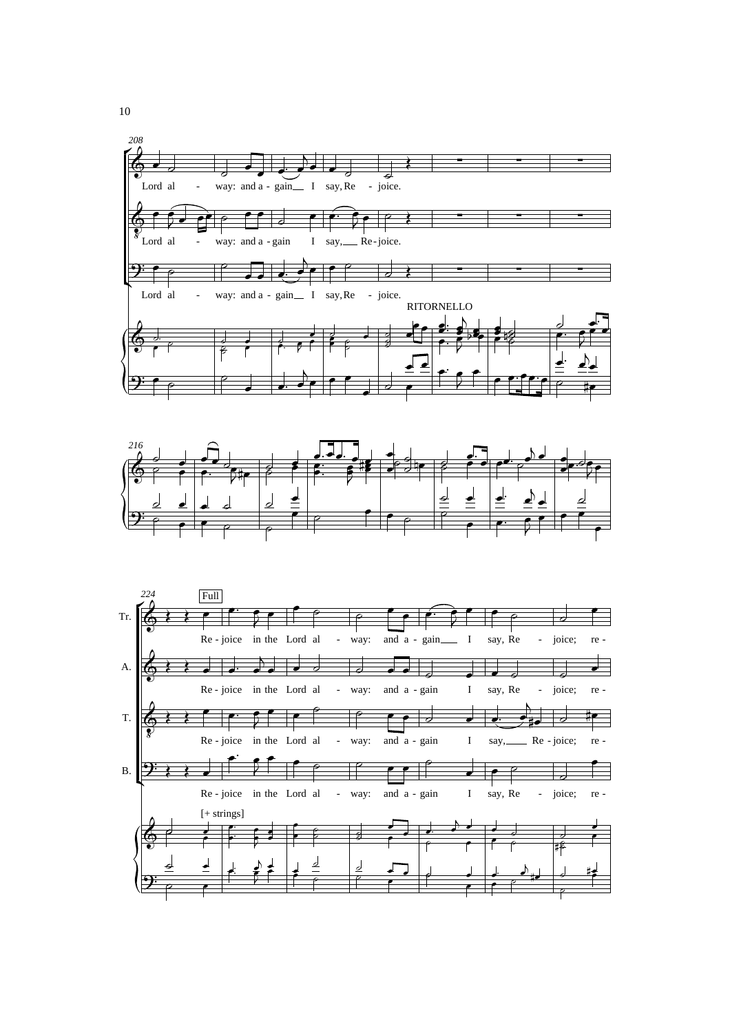208

Lord al - way: and a - gain I say, Re - joice.

Lord al - way: and a - gain I say, Re - joice.

Lord al - way: and a - gain I say, Re - joice.

RITORNELLO

216

224

Full

Tr. Re - joice in the Lord al - way: and a - gain I say, Re - joice; re -

A. Re - joice in the Lord al - way: and a - gain I say, Re - joice; re -

T. Re - joice in the Lord al - way: and a - gain I say, Re - joice; re -

B. Re - joice in the Lord al - way: and a - gain I say, Re - joice; re -

[+ strings]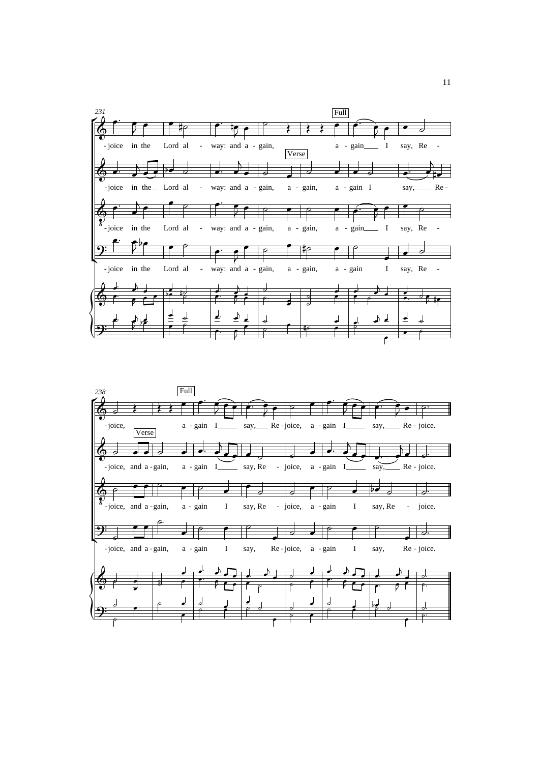231

Full

-joice in the Lord al - way: and a - gain, a - gain I say, Re -

Verse

-joice in the Lord al - way: and a - gain, a - gain, a - gain I say, Re -

-joice in the Lord al - way: and a - gain, a - gain, a - gain I say, Re -

-joice in the Lord al - way: and a - gain, a - gain, a - gain I say, Re -

238

Full

-joice, a - gain I say, Re - joice, a - gain I say, Re - joice.

Verse

-joice, and a - gain, a - gain I say, Re - joice, a - gain I say, Re - joice.

-joice, and a - gain, a - gain I say, Re - joice, a - gain I say, Re - joice.

-joice, and a - gain, a - gain I say, Re - joice, a - gain I say, Re - joice.